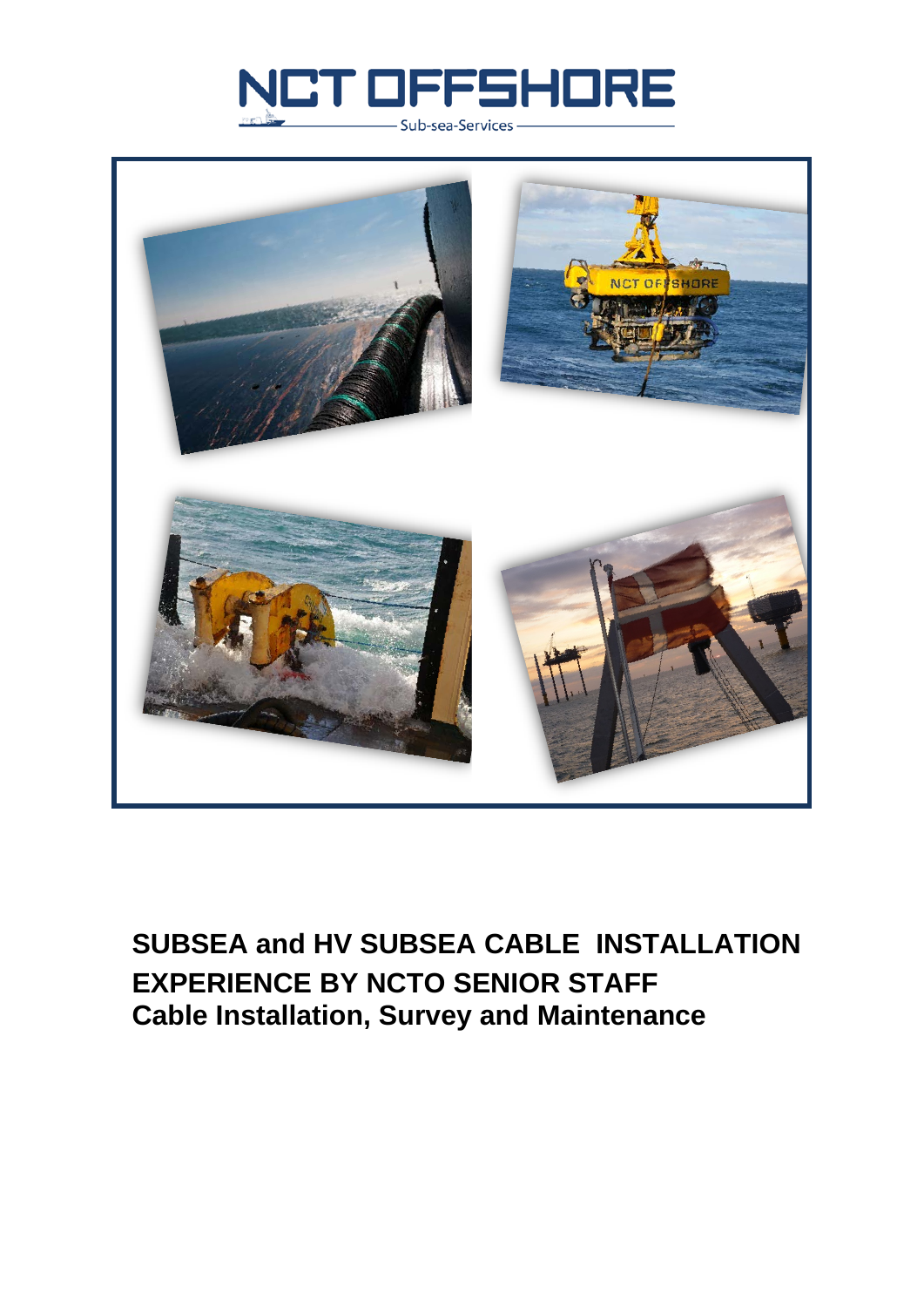# NCT OFFSHORE

Sub-sea-Services

**SUBSEA and HV SUBSEA CABLE INSTALLATION EXPERIENCE BY NCTO SENIOR STAFF**

**Cable Installation, Survey and Maintenance**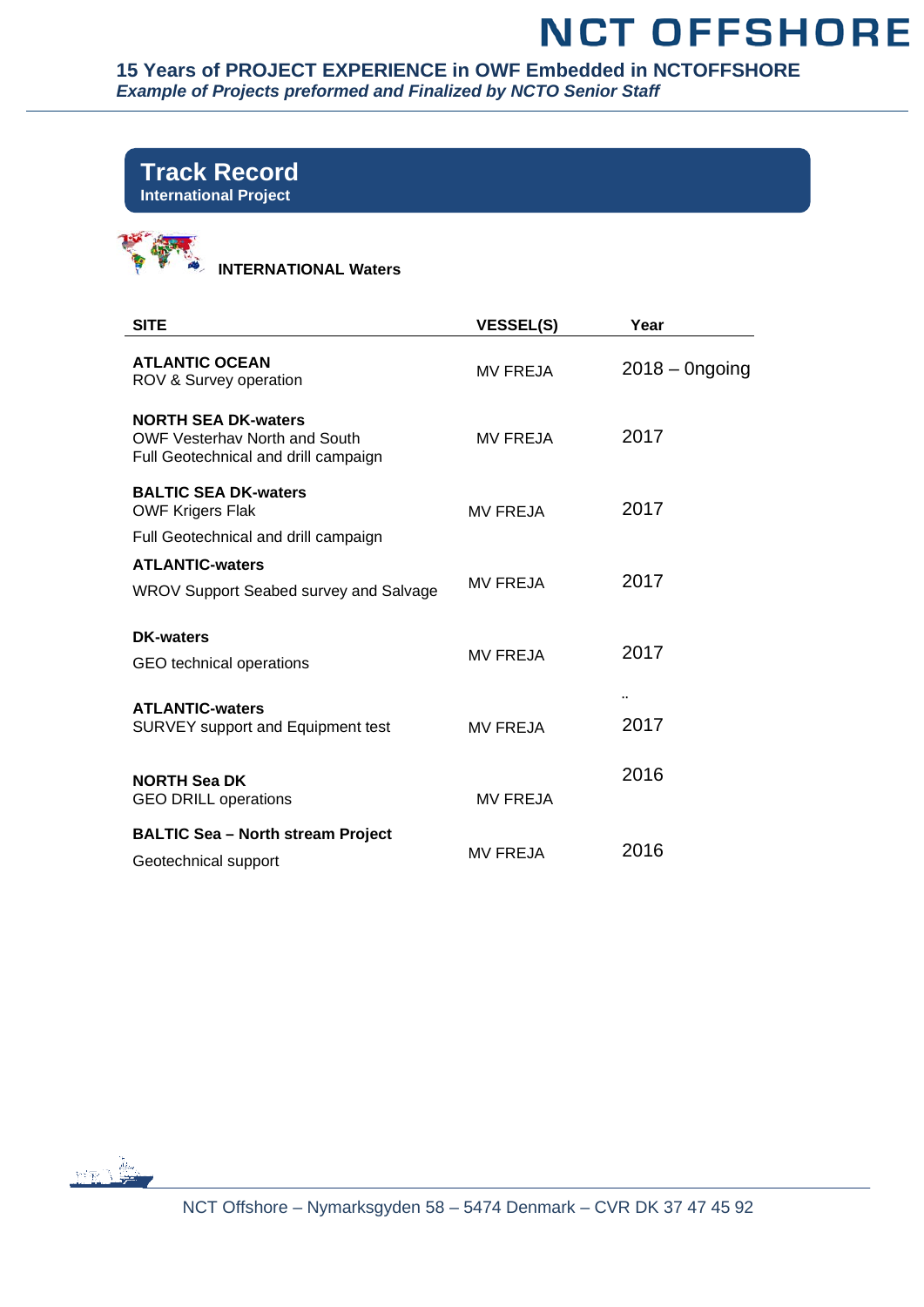# NCT OFFSHORE

**15 Years of PROJECT EXPERIENCE in OWF Embedded in NCTOFFSHORE**
***Example of Projects preformed and Finalized by NCTO Senior Staff***

## Track Record
**International Project**

**INTERNATIONAL Waters**

| SITE | VESSEL(S) | Year |
|---|---|---|
| **ATLANTIC OCEAN**<br>ROV & Survey operation | MV FREJA | 2018 – 0ngoing |
| **NORTH SEA DK-waters**<br>OWF Vesterhav North and South<br>Full Geotechnical and drill campaign | MV FREJA | 2017 |
| **BALTIC SEA DK-waters**<br>OWF Krigers Flak<br>Full Geotechnical and drill campaign | MV FREJA | 2017 |
| **ATLANTIC-waters**<br>WROV Support Seabed survey and Salvage | MV FREJA | 2017 |
| **DK-waters**<br>GEO technical operations | MV FREJA | 2017 |
| **ATLANTIC-waters**<br>SURVEY support and Equipment test | MV FREJA | ..<br>2017 |
| **NORTH Sea DK**<br>GEO DRILL operations | MV FREJA | 2016 |
| **BALTIC Sea – North stream Project**<br>Geotechnical support | MV FREJA | 2016 |

NCT Offshore – Nymarksgyden 58 – 5474 Denmark – CVR DK 37 47 45 92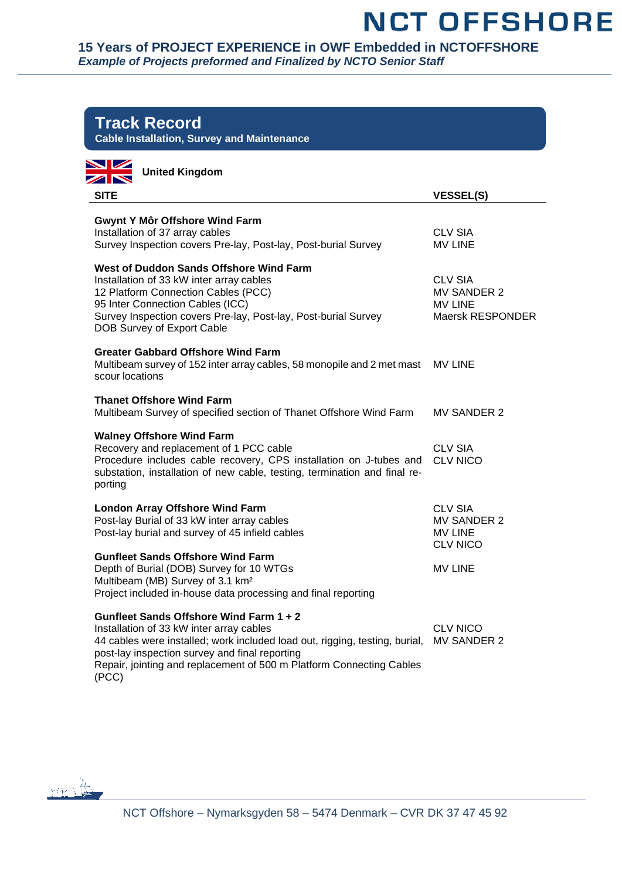# Track Record

**Cable Installation, Survey and Maintenance**

**United Kingdom**

| SITE | VESSEL(S) |
|---|---|
| **Gwynt Y Môr Offshore Wind Farm**<br>Installation of 37 array cables<br>Survey Inspection covers Pre-lay, Post-lay, Post-burial Survey | CLV SIA<br>MV LINE |
| **West of Duddon Sands Offshore Wind Farm**<br>Installation of 33 kW inter array cables<br>12 Platform Connection Cables (PCC)<br>95 Inter Connection Cables (ICC)<br>Survey Inspection covers Pre-lay, Post-lay, Post-burial Survey<br>DOB Survey of Export Cable | CLV SIA<br>MV SANDER 2<br>MV LINE<br>Maersk RESPONDER |
| **Greater Gabbard Offshore Wind Farm**<br>Multibeam survey of 152 inter array cables, 58 monopile and 2 met mast scour locations | MV LINE |
| **Thanet Offshore Wind Farm**<br>Multibeam Survey of specified section of Thanet Offshore Wind Farm | MV SANDER 2 |
| **Walney Offshore Wind Farm**<br>Recovery and replacement of 1 PCC cable<br>Procedure includes cable recovery, CPS installation on J-tubes and substation, installation of new cable, testing, termination and final re-porting | CLV SIA<br>CLV NICO |
| **London Array Offshore Wind Farm**<br>Post-lay Burial of 33 kW inter array cables<br>Post-lay burial and survey of 45 infield cables | CLV SIA<br>MV SANDER 2<br>MV LINE<br>CLV NICO |
| **Gunfleet Sands Offshore Wind Farm**<br>Depth of Burial (DOB) Survey for 10 WTGs<br>Multibeam (MB) Survey of 3.1 km²<br>Project included in-house data processing and final reporting | MV LINE |
| **Gunfleet Sands Offshore Wind Farm 1 + 2**<br>Installation of 33 kW inter array cables<br>44 cables were installed; work included load out, rigging, testing, burial, post-lay inspection survey and final reporting<br>Repair, jointing and replacement of 500 m Platform Connecting Cables (PCC) | CLV NICO<br>MV SANDER 2 |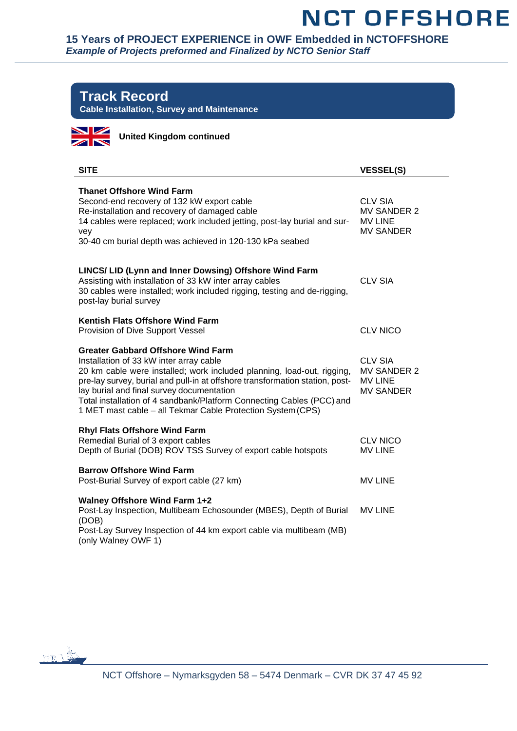# Track Record

**Cable Installation, Survey and Maintenance**

**United Kingdom continued**

| SITE | VESSEL(S) |
| --- | --- |
| **Thanet Offshore Wind Farm**<br>Second-end recovery of 132 kW export cable<br>Re-installation and recovery of damaged cable<br>14 cables were replaced; work included jetting, post-lay burial and survey<br>30-40 cm burial depth was achieved in 120-130 kPa seabed | CLV SIA<br>MV SANDER 2<br>MV LINE<br>MV SANDER |
| **LINCS/ LID (Lynn and Inner Dowsing) Offshore Wind Farm**<br>Assisting with installation of 33 kW inter array cables<br>30 cables were installed; work included rigging, testing and de-rigging, post-lay burial survey | CLV SIA |
| **Kentish Flats Offshore Wind Farm**<br>Provision of Dive Support Vessel | CLV NICO |
| **Greater Gabbard Offshore Wind Farm**<br>Installation of 33 kW inter array cable<br>20 km cable were installed; work included planning, load-out, rigging, pre-lay survey, burial and pull-in at offshore transformation station, post-lay burial and final survey documentation<br>Total installation of 4 sandbank/Platform Connecting Cables (PCC) and 1 MET mast cable – all Tekmar Cable Protection System (CPS) | CLV SIA<br>MV SANDER 2<br>MV LINE<br>MV SANDER |
| **Rhyl Flats Offshore Wind Farm**<br>Remedial Burial of 3 export cables<br>Depth of Burial (DOB) ROV TSS Survey of export cable hotspots | CLV NICO<br>MV LINE |
| **Barrow Offshore Wind Farm**<br>Post-Burial Survey of export cable (27 km) | MV LINE |
| **Walney Offshore Wind Farm 1+2**<br>Post-Lay Inspection, Multibeam Echosounder (MBES), Depth of Burial (DOB)<br>Post-Lay Survey Inspection of 44 km export cable via multibeam (MB) (only Walney OWF 1) | MV LINE |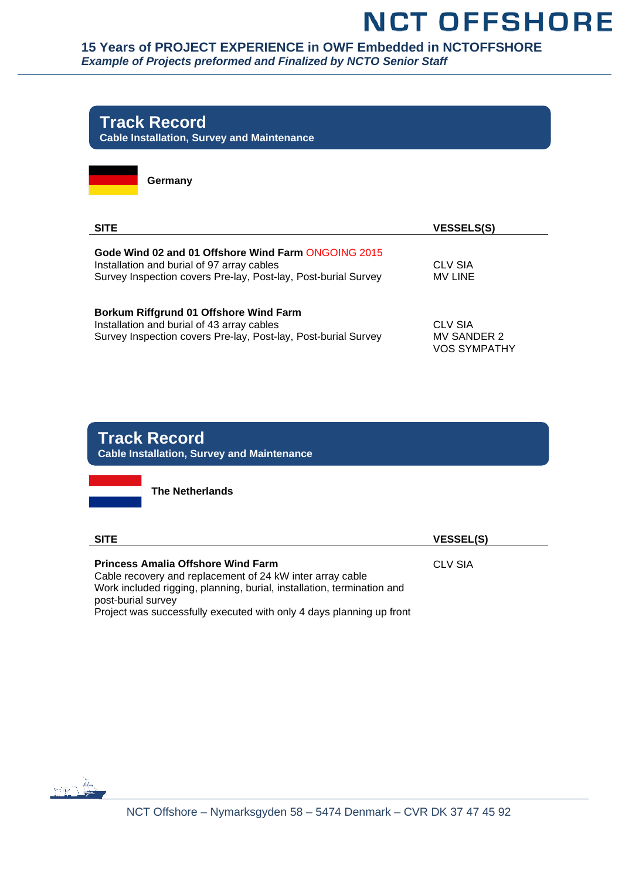# Track Record

**Cable Installation, Survey and Maintenance**

**Germany**

| SITE | VESSELS(S) |
|---|---|
| **Gode Wind 02 and 01 Offshore Wind Farm** ONGOING 2015<br>Installation and burial of 97 array cables<br>Survey Inspection covers Pre-lay, Post-lay, Post-burial Survey | CLV SIA<br>MV LINE |
| **Borkum Riffgrund 01 Offshore Wind Farm**<br>Installation and burial of 43 array cables<br>Survey Inspection covers Pre-lay, Post-lay, Post-burial Survey | CLV SIA<br>MV SANDER 2<br>VOS SYMPATHY |

# Track Record

**Cable Installation, Survey and Maintenance**

**The Netherlands**

| SITE | VESSEL(S) |
|---|---|
| **Princess Amalia Offshore Wind Farm**<br>Cable recovery and replacement of 24 kW inter array cable<br>Work included rigging, planning, burial, installation, termination and post-burial survey<br>Project was successfully executed with only 4 days planning up front | CLV SIA |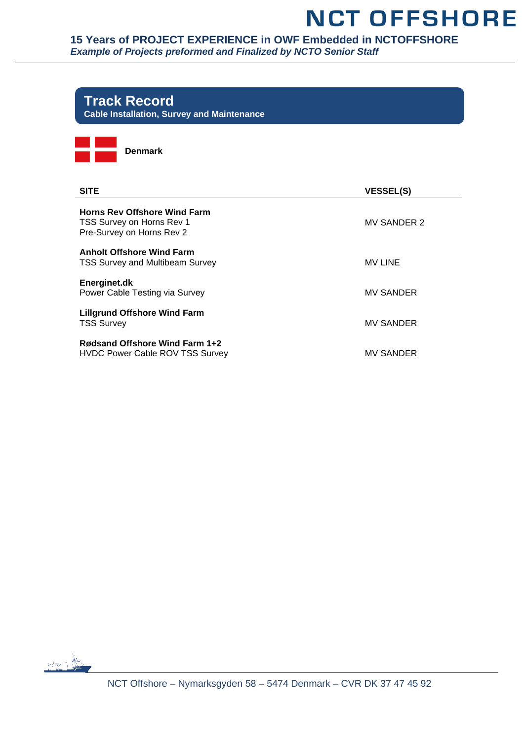# NCT OFFSHORE

**15 Years of PROJECT EXPERIENCE in OWF Embedded in NCTOFFSHORE**
***Example of Projects preformed and Finalized by NCTO Senior Staff***

## Track Record
**Cable Installation, Survey and Maintenance**

**Denmark**

| SITE | VESSEL(S) |
|---|---|
| **Horns Rev Offshore Wind Farm**<br>TSS Survey on Horns Rev 1<br>Pre-Survey on Horns Rev 2 | MV SANDER 2 |
| **Anholt Offshore Wind Farm**<br>TSS Survey and Multibeam Survey | MV LINE |
| **Energinet.dk**<br>Power Cable Testing via Survey | MV SANDER |
| **Lillgrund Offshore Wind Farm**<br>TSS Survey | MV SANDER |
| **Rødsand Offshore Wind Farm 1+2**<br>HVDC Power Cable ROV TSS Survey | MV SANDER |

NCT Offshore – Nymarksgyden 58 – 5474 Denmark – CVR DK 37 47 45 92